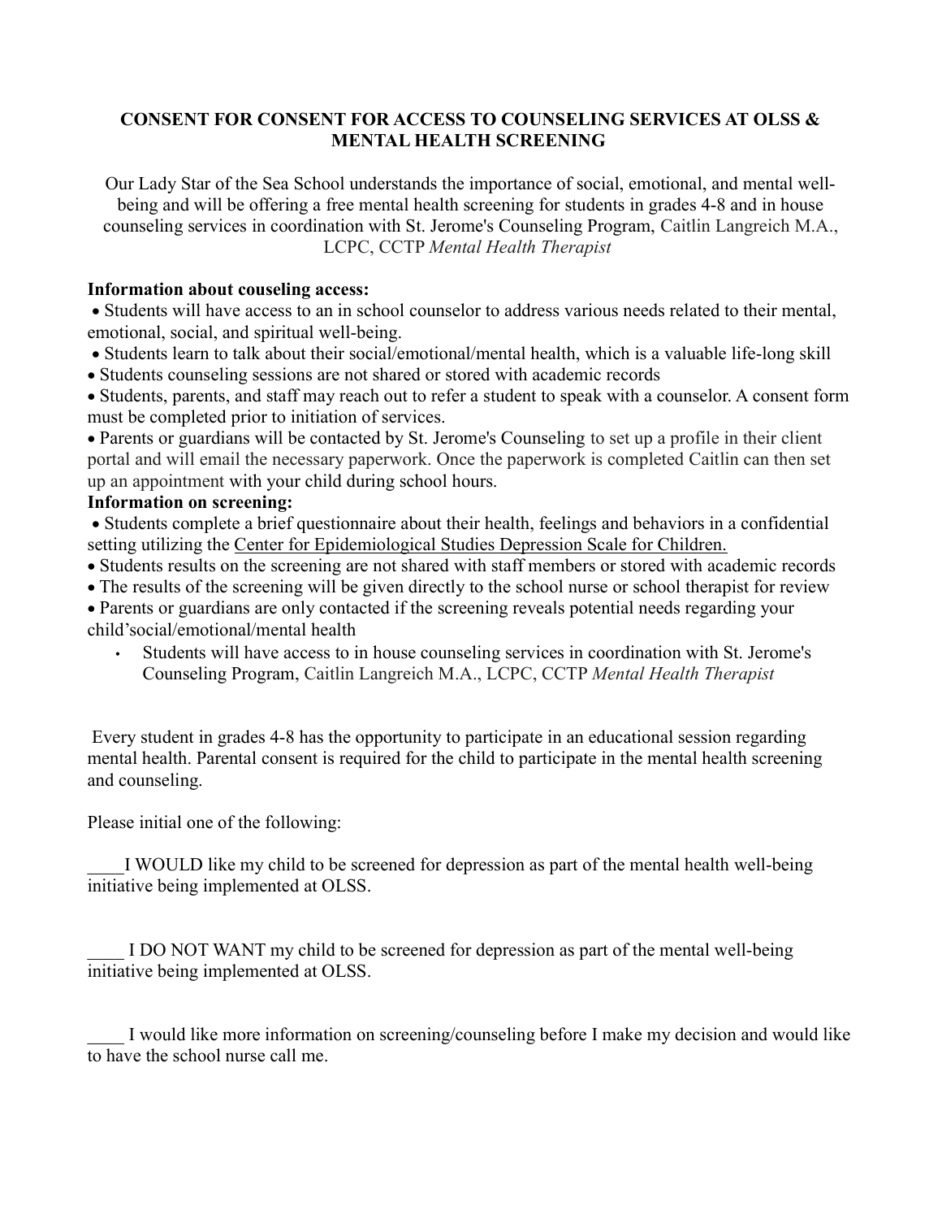**CONSENT FOR CONSENT FOR ACCESS TO COUNSELING SERVICES AT OLSS & MENTAL HEALTH SCREENING**

Our Lady Star of the Sea School understands the importance of social, emotional, and mental well-being and will be offering a free mental health screening for students in grades 4-8 and in house counseling services in coordination with St. Jerome's Counseling Program, Caitlin Langreich M.A., LCPC, CCTP *Mental Health Therapist*

**Information about couseling access:**

- Students will have access to an in school counselor to address various needs related to their mental, emotional, social, and spiritual well-being.
- Students learn to talk about their social/emotional/mental health, which is a valuable life-long skill
- Students counseling sessions are not shared or stored with academic records
- Students, parents, and staff may reach out to refer a student to speak with a counselor. A consent form must be completed prior to initiation of services.
- Parents or guardians will be contacted by St. Jerome's Counseling to set up a profile in their client portal and will email the necessary paperwork. Once the paperwork is completed Caitlin can then set up an appointment with your child during school hours.

**Information on screening:**

- Students complete a brief questionnaire about their health, feelings and behaviors in a confidential setting utilizing the Center for Epidemiological Studies Depression Scale for Children.
- Students results on the screening are not shared with staff members or stored with academic records
- The results of the screening will be given directly to the school nurse or school therapist for review
- Parents or guardians are only contacted if the screening reveals potential needs regarding your child'social/emotional/mental health
- Students will have access to in house counseling services in coordination with St. Jerome's Counseling Program, Caitlin Langreich M.A., LCPC, CCTP *Mental Health Therapist*

Every student in grades 4-8 has the opportunity to participate in an educational session regarding mental health. Parental consent is required for the child to participate in the mental health screening and counseling.

Please initial one of the following:

____I WOULD like my child to be screened for depression as part of the mental health well-being initiative being implemented at OLSS.

____ I DO NOT WANT my child to be screened for depression as part of the mental well-being initiative being implemented at OLSS.

____ I would like more information on screening/counseling before I make my decision and would like to have the school nurse call me.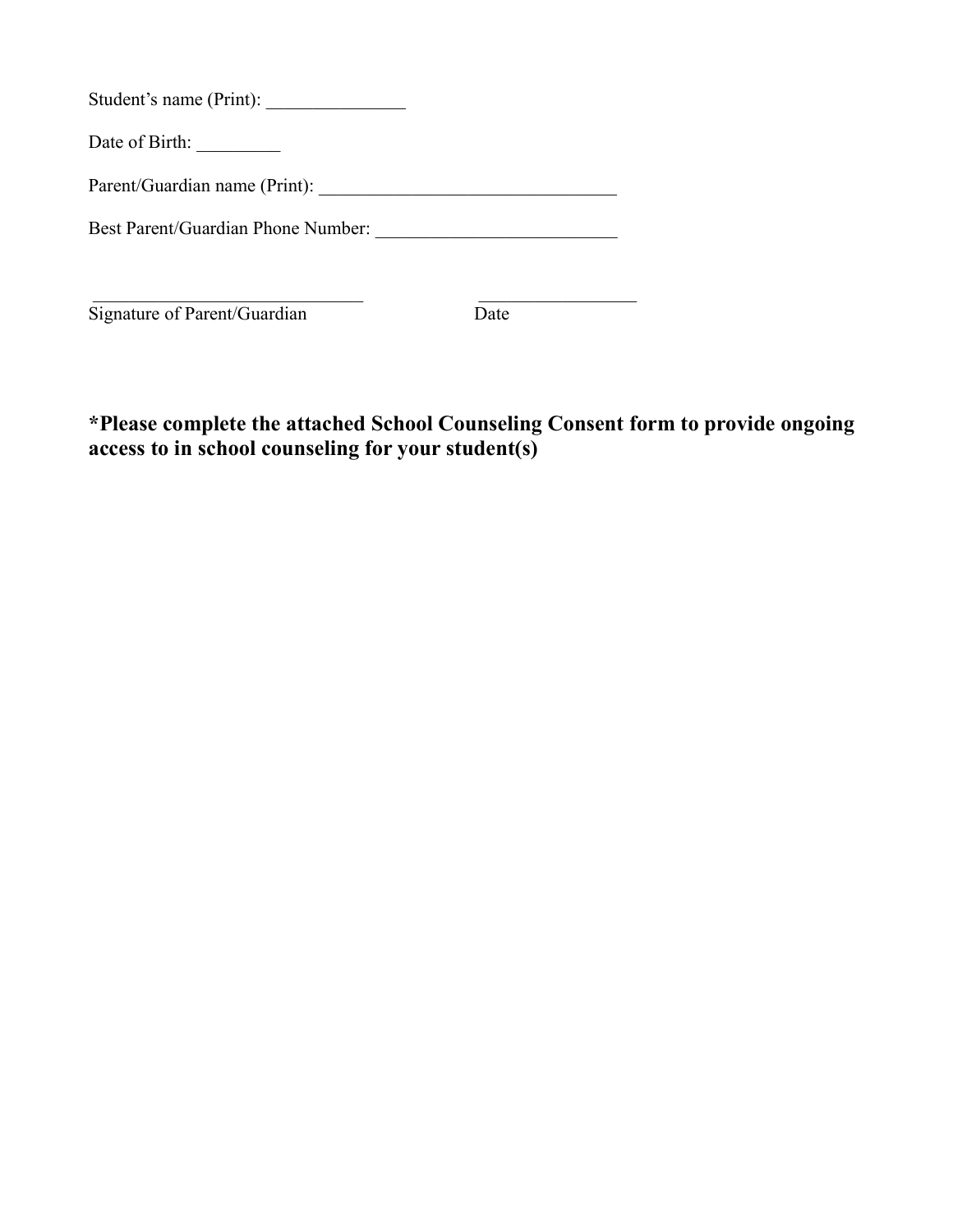Student's name (Print): _______________

Date of Birth: _________

Parent/Guardian name (Print): _________________________________

Best Parent/Guardian Phone Number: __________________________

______________________________ _________________

Signature of Parent/Guardian Date

**\*Please complete the attached School Counseling Consent form to provide ongoing access to in school counseling for your student(s)**